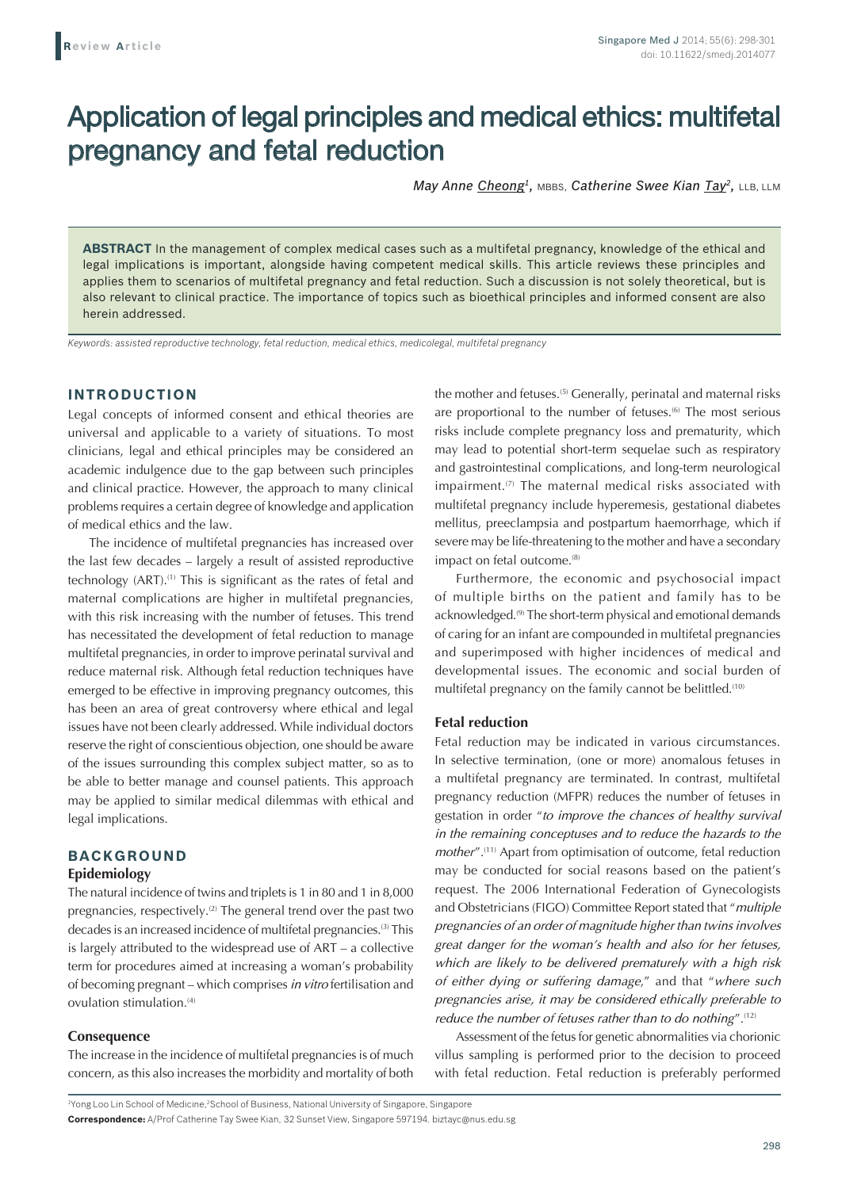Review Article

# Application of legal principles and medical ethics: multifetal pregnancy and fetal reduction

*May Anne Cheong*[1], MBBS, *Catherine Swee Kian Tay*[2], LLB, LLM

**ABSTRACT** In the management of complex medical cases such as a multifetal pregnancy, knowledge of the ethical and legal implications is important, alongside having competent medical skills. This article reviews these principles and applies them to scenarios of multifetal pregnancy and fetal reduction. Such a discussion is not solely theoretical, but is also relevant to clinical practice. The importance of topics such as bioethical principles and informed consent are also herein addressed.

*Keywords: assisted reproductive technology, fetal reduction, medical ethics, medicolegal, multifetal pregnancy*

## INTRODUCTION

Legal concepts of informed consent and ethical theories are universal and applicable to a variety of situations. To most clinicians, legal and ethical principles may be considered an academic indulgence due to the gap between such principles and clinical practice. However, the approach to many clinical problems requires a certain degree of knowledge and application of medical ethics and the law.

The incidence of multifetal pregnancies has increased over the last few decades – largely a result of assisted reproductive technology (ART).[1] This is significant as the rates of fetal and maternal complications are higher in multifetal pregnancies, with this risk increasing with the number of fetuses. This trend has necessitated the development of fetal reduction to manage multifetal pregnancies, in order to improve perinatal survival and reduce maternal risk. Although fetal reduction techniques have emerged to be effective in improving pregnancy outcomes, this has been an area of great controversy where ethical and legal issues have not been clearly addressed. While individual doctors reserve the right of conscientious objection, one should be aware of the issues surrounding this complex subject matter, so as to be able to better manage and counsel patients. This approach may be applied to similar medical dilemmas with ethical and legal implications.

## BACKGROUND

### Epidemiology

The natural incidence of twins and triplets is 1 in 80 and 1 in 8,000 pregnancies, respectively.[2] The general trend over the past two decades is an increased incidence of multifetal pregnancies.[3] This is largely attributed to the widespread use of ART – a collective term for procedures aimed at increasing a woman's probability of becoming pregnant – which comprises *in vitro* fertilisation and ovulation stimulation.[4]

### Consequence

The increase in the incidence of multifetal pregnancies is of much concern, as this also increases the morbidity and mortality of both the mother and fetuses.[5] Generally, perinatal and maternal risks are proportional to the number of fetuses.[6] The most serious risks include complete pregnancy loss and prematurity, which may lead to potential short-term sequelae such as respiratory and gastrointestinal complications, and long-term neurological impairment.[7] The maternal medical risks associated with multifetal pregnancy include hyperemesis, gestational diabetes mellitus, preeclampsia and postpartum haemorrhage, which if severe may be life-threatening to the mother and have a secondary impact on fetal outcome.[8]

Furthermore, the economic and psychosocial impact of multiple births on the patient and family has to be acknowledged.[9] The short-term physical and emotional demands of caring for an infant are compounded in multifetal pregnancies and superimposed with higher incidences of medical and developmental issues. The economic and social burden of multifetal pregnancy on the family cannot be belittled.[10]

### Fetal reduction

Fetal reduction may be indicated in various circumstances. In selective termination, (one or more) anomalous fetuses in a multifetal pregnancy are terminated. In contrast, multifetal pregnancy reduction (MFPR) reduces the number of fetuses in gestation in order "*to improve the chances of healthy survival in the remaining conceptuses and to reduce the hazards to the mother*".[11] Apart from optimisation of outcome, fetal reduction may be conducted for social reasons based on the patient's request. The 2006 International Federation of Gynecologists and Obstetricians (FIGO) Committee Report stated that "*multiple pregnancies of an order of magnitude higher than twins involves great danger for the woman's health and also for her fetuses, which are likely to be delivered prematurely with a high risk of either dying or suffering damage*," and that "*where such pregnancies arise, it may be considered ethically preferable to reduce the number of fetuses rather than to do nothing*".[12]

Assessment of the fetus for genetic abnormalities via chorionic villus sampling is performed prior to the decision to proceed with fetal reduction. Fetal reduction is preferably performed

[1]Yong Loo Lin School of Medicine,[2]School of Business, National University of Singapore, Singapore

**Correspondence:** A/Prof Catherine Tay Swee Kian, 32 Sunset View, Singapore 597194. biztayc@nus.edu.sg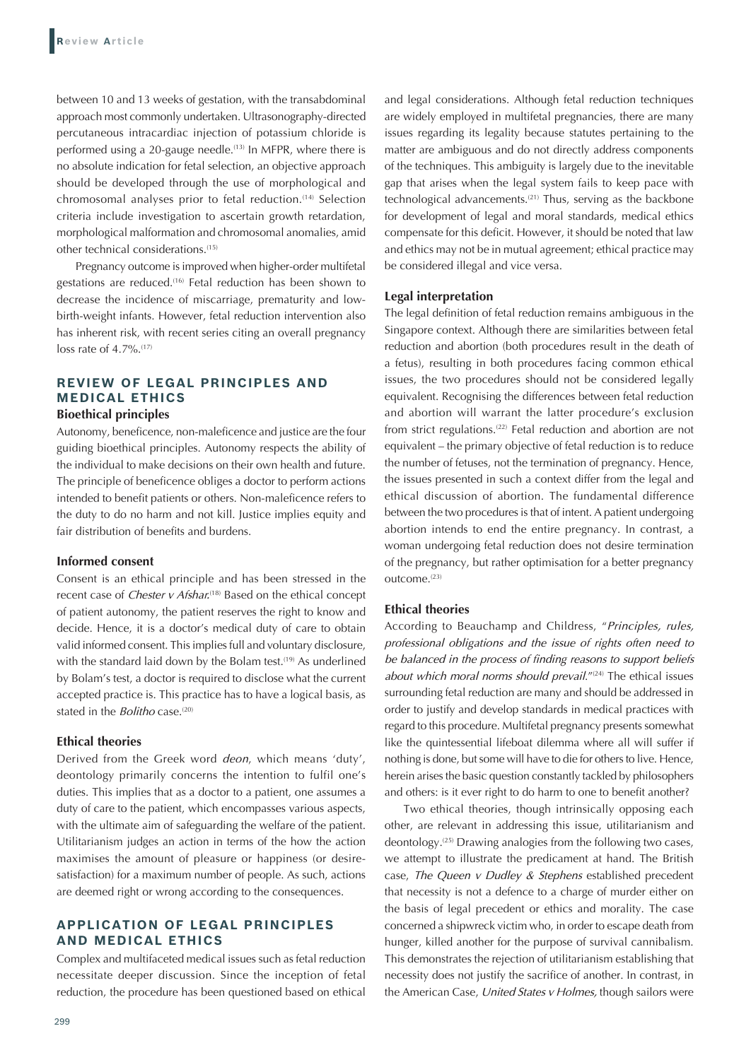between 10 and 13 weeks of gestation, with the transabdominal approach most commonly undertaken. Ultrasonography-directed percutaneous intracardiac injection of potassium chloride is performed using a 20-gauge needle.[13] In MFPR, where there is no absolute indication for fetal selection, an objective approach should be developed through the use of morphological and chromosomal analyses prior to fetal reduction.[14] Selection criteria include investigation to ascertain growth retardation, morphological malformation and chromosomal anomalies, amid other technical considerations.[15]

Pregnancy outcome is improved when higher-order multifetal gestations are reduced.[16] Fetal reduction has been shown to decrease the incidence of miscarriage, prematurity and low-birth-weight infants. However, fetal reduction intervention also has inherent risk, with recent series citing an overall pregnancy loss rate of 4.7%.[17]

## REVIEW OF LEGAL PRINCIPLES AND MEDICAL ETHICS

### Bioethical principles

Autonomy, beneficence, non-maleficence and justice are the four guiding bioethical principles. Autonomy respects the ability of the individual to make decisions on their own health and future. The principle of beneficence obliges a doctor to perform actions intended to benefit patients or others. Non-maleficence refers to the duty to do no harm and not kill. Justice implies equity and fair distribution of benefits and burdens.

### Informed consent

Consent is an ethical principle and has been stressed in the recent case of *Chester v Afshar*.[18] Based on the ethical concept of patient autonomy, the patient reserves the right to know and decide. Hence, it is a doctor's medical duty of care to obtain valid informed consent. This implies full and voluntary disclosure, with the standard laid down by the Bolam test.[19] As underlined by Bolam's test, a doctor is required to disclose what the current accepted practice is. This practice has to have a logical basis, as stated in the *Bolitho* case.[20]

### Ethical theories

Derived from the Greek word *deon*, which means 'duty', deontology primarily concerns the intention to fulfil one's duties. This implies that as a doctor to a patient, one assumes a duty of care to the patient, which encompasses various aspects, with the ultimate aim of safeguarding the welfare of the patient. Utilitarianism judges an action in terms of the how the action maximises the amount of pleasure or happiness (or desire-satisfaction) for a maximum number of people. As such, actions are deemed right or wrong according to the consequences.

## APPLICATION OF LEGAL PRINCIPLES AND MEDICAL ETHICS

Complex and multifaceted medical issues such as fetal reduction necessitate deeper discussion. Since the inception of fetal reduction, the procedure has been questioned based on ethical and legal considerations. Although fetal reduction techniques are widely employed in multifetal pregnancies, there are many issues regarding its legality because statutes pertaining to the matter are ambiguous and do not directly address components of the techniques. This ambiguity is largely due to the inevitable gap that arises when the legal system fails to keep pace with technological advancements.[21] Thus, serving as the backbone for development of legal and moral standards, medical ethics compensate for this deficit. However, it should be noted that law and ethics may not be in mutual agreement; ethical practice may be considered illegal and vice versa.

### Legal interpretation

The legal definition of fetal reduction remains ambiguous in the Singapore context. Although there are similarities between fetal reduction and abortion (both procedures result in the death of a fetus), resulting in both procedures facing common ethical issues, the two procedures should not be considered legally equivalent. Recognising the differences between fetal reduction and abortion will warrant the latter procedure's exclusion from strict regulations.[22] Fetal reduction and abortion are not equivalent – the primary objective of fetal reduction is to reduce the number of fetuses, not the termination of pregnancy. Hence, the issues presented in such a context differ from the legal and ethical discussion of abortion. The fundamental difference between the two procedures is that of intent. A patient undergoing abortion intends to end the entire pregnancy. In contrast, a woman undergoing fetal reduction does not desire termination of the pregnancy, but rather optimisation for a better pregnancy outcome.[23]

### Ethical theories

According to Beauchamp and Childress, "*Principles, rules, professional obligations and the issue of rights often need to be balanced in the process of finding reasons to support beliefs about which moral norms should prevail.*"[24] The ethical issues surrounding fetal reduction are many and should be addressed in order to justify and develop standards in medical practices with regard to this procedure. Multifetal pregnancy presents somewhat like the quintessential lifeboat dilemma where all will suffer if nothing is done, but some will have to die for others to live. Hence, herein arises the basic question constantly tackled by philosophers and others: is it ever right to do harm to one to benefit another?

Two ethical theories, though intrinsically opposing each other, are relevant in addressing this issue, utilitarianism and deontology.[25] Drawing analogies from the following two cases, we attempt to illustrate the predicament at hand. The British case, *The Queen v Dudley & Stephens* established precedent that necessity is not a defence to a charge of murder either on the basis of legal precedent or ethics and morality. The case concerned a shipwreck victim who, in order to escape death from hunger, killed another for the purpose of survival cannibalism. This demonstrates the rejection of utilitarianism establishing that necessity does not justify the sacrifice of another. In contrast, in the American Case, *United States v Holmes*, though sailors were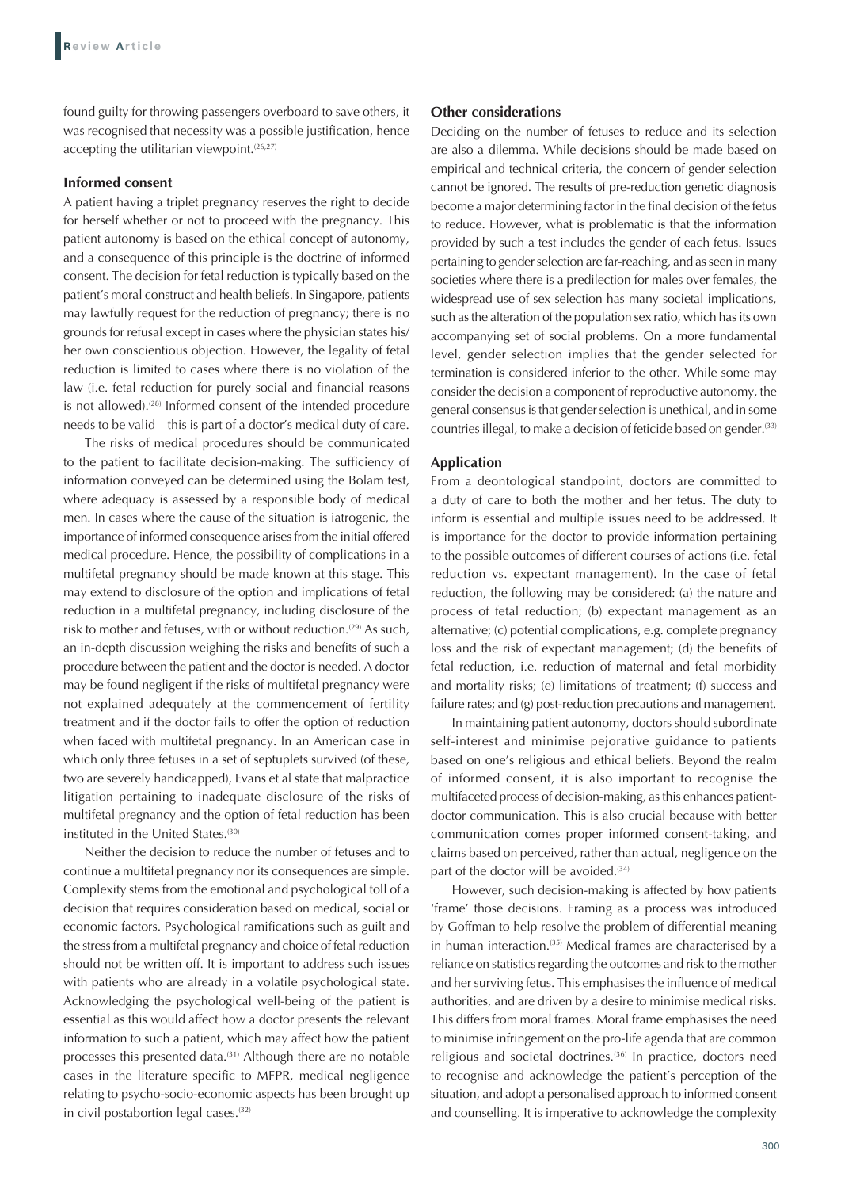found guilty for throwing passengers overboard to save others, it was recognised that necessity was a possible justification, hence accepting the utilitarian viewpoint.[26,27]

### Informed consent

A patient having a triplet pregnancy reserves the right to decide for herself whether or not to proceed with the pregnancy. This patient autonomy is based on the ethical concept of autonomy, and a consequence of this principle is the doctrine of informed consent. The decision for fetal reduction is typically based on the patient's moral construct and health beliefs. In Singapore, patients may lawfully request for the reduction of pregnancy; there is no grounds for refusal except in cases where the physician states his/her own conscientious objection. However, the legality of fetal reduction is limited to cases where there is no violation of the law (i.e. fetal reduction for purely social and financial reasons is not allowed).[28] Informed consent of the intended procedure needs to be valid – this is part of a doctor's medical duty of care.

The risks of medical procedures should be communicated to the patient to facilitate decision-making. The sufficiency of information conveyed can be determined using the Bolam test, where adequacy is assessed by a responsible body of medical men. In cases where the cause of the situation is iatrogenic, the importance of informed consequence arises from the initial offered medical procedure. Hence, the possibility of complications in a multifetal pregnancy should be made known at this stage. This may extend to disclosure of the option and implications of fetal reduction in a multifetal pregnancy, including disclosure of the risk to mother and fetuses, with or without reduction.[29] As such, an in-depth discussion weighing the risks and benefits of such a procedure between the patient and the doctor is needed. A doctor may be found negligent if the risks of multifetal pregnancy were not explained adequately at the commencement of fertility treatment and if the doctor fails to offer the option of reduction when faced with multifetal pregnancy. In an American case in which only three fetuses in a set of septuplets survived (of these, two are severely handicapped), Evans et al state that malpractice litigation pertaining to inadequate disclosure of the risks of multifetal pregnancy and the option of fetal reduction has been instituted in the United States.[30]

Neither the decision to reduce the number of fetuses and to continue a multifetal pregnancy nor its consequences are simple. Complexity stems from the emotional and psychological toll of a decision that requires consideration based on medical, social or economic factors. Psychological ramifications such as guilt and the stress from a multifetal pregnancy and choice of fetal reduction should not be written off. It is important to address such issues with patients who are already in a volatile psychological state. Acknowledging the psychological well-being of the patient is essential as this would affect how a doctor presents the relevant information to such a patient, which may affect how the patient processes this presented data.[31] Although there are no notable cases in the literature specific to MFPR, medical negligence relating to psycho-socio-economic aspects has been brought up in civil postabortion legal cases.[32]

### Other considerations

Deciding on the number of fetuses to reduce and its selection are also a dilemma. While decisions should be made based on empirical and technical criteria, the concern of gender selection cannot be ignored. The results of pre-reduction genetic diagnosis become a major determining factor in the final decision of the fetus to reduce. However, what is problematic is that the information provided by such a test includes the gender of each fetus. Issues pertaining to gender selection are far-reaching, and as seen in many societies where there is a predilection for males over females, the widespread use of sex selection has many societal implications, such as the alteration of the population sex ratio, which has its own accompanying set of social problems. On a more fundamental level, gender selection implies that the gender selected for termination is considered inferior to the other. While some may consider the decision a component of reproductive autonomy, the general consensus is that gender selection is unethical, and in some countries illegal, to make a decision of feticide based on gender.[33]

### Application

From a deontological standpoint, doctors are committed to a duty of care to both the mother and her fetus. The duty to inform is essential and multiple issues need to be addressed. It is importance for the doctor to provide information pertaining to the possible outcomes of different courses of actions (i.e. fetal reduction vs. expectant management). In the case of fetal reduction, the following may be considered: (a) the nature and process of fetal reduction; (b) expectant management as an alternative; (c) potential complications, e.g. complete pregnancy loss and the risk of expectant management; (d) the benefits of fetal reduction, i.e. reduction of maternal and fetal morbidity and mortality risks; (e) limitations of treatment; (f) success and failure rates; and (g) post-reduction precautions and management.

In maintaining patient autonomy, doctors should subordinate self-interest and minimise pejorative guidance to patients based on one's religious and ethical beliefs. Beyond the realm of informed consent, it is also important to recognise the multifaceted process of decision-making, as this enhances patient-doctor communication. This is also crucial because with better communication comes proper informed consent-taking, and claims based on perceived, rather than actual, negligence on the part of the doctor will be avoided.[34]

However, such decision-making is affected by how patients 'frame' those decisions. Framing as a process was introduced by Goffman to help resolve the problem of differential meaning in human interaction.[35] Medical frames are characterised by a reliance on statistics regarding the outcomes and risk to the mother and her surviving fetus. This emphasises the influence of medical authorities, and are driven by a desire to minimise medical risks. This differs from moral frames. Moral frame emphasises the need to minimise infringement on the pro-life agenda that are common religious and societal doctrines.[36] In practice, doctors need to recognise and acknowledge the patient's perception of the situation, and adopt a personalised approach to informed consent and counselling. It is imperative to acknowledge the complexity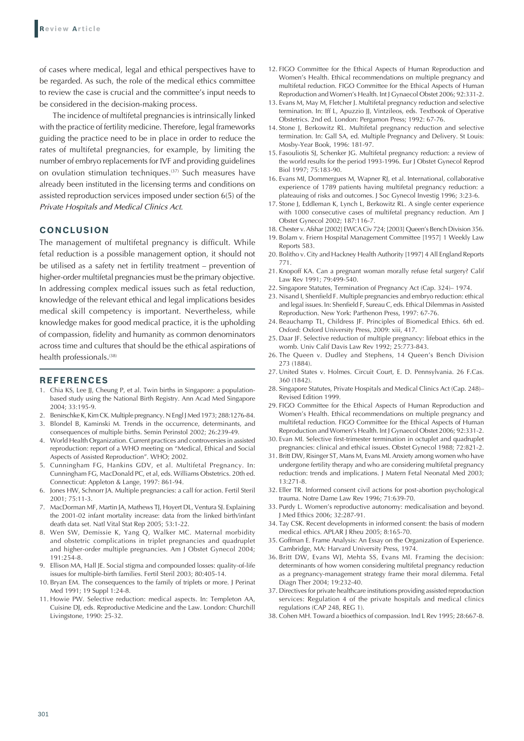of cases where medical, legal and ethical perspectives have to be regarded. As such, the role of the medical ethics committee to review the case is crucial and the committee's input needs to be considered in the decision-making process.

The incidence of multifetal pregnancies is intrinsically linked with the practice of fertility medicine. Therefore, legal frameworks guiding the practice need to be in place in order to reduce the rates of multifetal pregnancies, for example, by limiting the number of embryo replacements for IVF and providing guidelines on ovulation stimulation techniques.[37] Such measures have already been instituted in the licensing terms and conditions on assisted reproduction services imposed under section 6(5) of the *Private Hospitals and Medical Clinics Act*.

## CONCLUSION

The management of multifetal pregnancy is difficult. While fetal reduction is a possible management option, it should not be utilised as a safety net in fertility treatment – prevention of higher-order multifetal pregnancies must be the primary objective. In addressing complex medical issues such as fetal reduction, knowledge of the relevant ethical and legal implications besides medical skill competency is important. Nevertheless, while knowledge makes for good medical practice, it is the upholding of compassion, fidelity and humanity as common denominators across time and cultures that should be the ethical aspirations of health professionals.[38]

## REFERENCES

1. Chia KS, Lee JJ, Cheung P, et al. Twin births in Singapore: a population-based study using the National Birth Registry. Ann Acad Med Singapore 2004; 33:195-9.
2. Benirschke K, Kim CK. Multiple pregnancy. N Engl J Med 1973; 288:1276-84.
3. Blondel B, Kaminski M. Trends in the occurrence, determinants, and consequences of multiple births. Semin Perinstol 2002; 26:239-49.
4. World Health Organization. Current practices and controversies in assisted reproduction: report of a WHO meeting on "Medical, Ethical and Social Aspects of Assisted Reproduction". WHO; 2002.
5. Cunningham FG, Hankins GDV, et al. Multifetal Pregnancy. In: Cunningham FG, MacDonald PC, et al, eds. Williams Obstetrics. 20th ed. Connecticut: Appleton & Lange, 1997: 861-94.
6. Jones HW, Schnorr JA. Multiple pregnancies: a call for action. Fertil Steril 2001; 75:11-3.
7. MacDorman MF, Martin JA, Mathews TJ, Hoyert DL, Ventura SJ. Explaining the 2001-02 infant mortality increase: data from the linked birth/infant death data set. Natl Vital Stat Rep 2005; 53:1-22.
8. Wen SW, Demissie K, Yang Q, Walker MC. Maternal morbidity and obstetric complications in triplet pregnancies and quadruplet and higher-order multiple pregnancies. Am J Obstet Gynecol 2004; 191:254-8.
9. Ellison MA, Hall JE. Social stigma and compounded losses: quality-of-life issues for multiple-birth families. Fertil Steril 2003; 80:405-14.
10. Bryan EM. The consequences to the family of triplets or more. J Perinat Med 1991; 19 Suppl 1:24-8.
11. Howie PW. Selective reduction: medical aspects. In: Templeton AA, Cuisine DJ, eds. Reproductive Medicine and the Law. London: Churchill Livingstone, 1990: 25-32.
12. FIGO Committee for the Ethical Aspects of Human Reproduction and Women's Health. Ethical recommendations on multiple pregnancy and multifetal reduction. FIGO Committee for the Ethical Aspects of Human Reproduction and Women's Health. Int J Gynaecol Obstet 2006; 92:331-2.
13. Evans M, May M, Fletcher J. Multifetal pregnancy reduction and selective termination. In: Iff L, Apuzzio JJ, Vintzileos, eds. Textbook of Operative Obstetrics. 2nd ed. London: Pergamon Press; 1992: 67-76.
14. Stone J, Berkowitz RL. Multifetal pregnancy reduction and selective termination. In: Gall SA, ed. Multiple Pregnancy and Delivery. St Louis: Mosby-Year Book, 1996: 181-97.
15. Fasouliotis SJ, Schenker JG. Multifetal pregnancy reduction: a review of the world results for the period 1993-1996. Eur J Obstet Gynecol Reprod Biol 1997; 75:183-90.
16. Evans MI, Dommergues M, Wapner RJ, et al. International, collaborative experience of 1789 patients having multifetal pregnancy reduction: a plateauing of risks and outcomes. J Soc Gynecol Investig 1996; 3:23-6.
17. Stone J, Eddleman K, Lynch L, Berkowitz RL. A single center experience with 1000 consecutive cases of multifetal pregnancy reduction. Am J Obstet Gynecol 2002; 187:116-7.
18. Chester v. Afshar [2002] EWCA Civ 724; [2003] Queen's Bench Division 356.
19. Bolam v. Friern Hospital Management Committee [1957] 1 Weekly Law Reports 583.
20. Bolitho v. City and Hackney Health Authority [1997] 4 All England Reports 771.
21. Knopoff KA. Can a pregnant woman morally refuse fetal surgery? Calif Law Rev 1991; 79:499-540.
22. Singapore Statutes, Termination of Pregnancy Act (Cap. 324)– 1974.
23. Nisand I, Shenfield F. Multiple pregnancies and embryo reduction: ethical and legal issues. In: Shenfield F, Sureau C, eds. Ethical Dilemmas in Assisted Reproduction. New York: Parthenon Press, 1997: 67-76.
24. Beauchamp TL, Childress JF. Principles of Biomedical Ethics. 6th ed. Oxford: Oxford University Press, 2009: xiii, 417.
25. Daar JF. Selective reduction of multiple pregnancy: lifeboat ethics in the womb. Univ Calif Davis Law Rev 1992; 25:773-843.
26. The Queen v. Dudley and Stephens, 14 Queen's Bench Division 273 (1884).
27. United States v. Holmes. Circuit Court, E. D. Pennsylvania. 26 F.Cas. 360 (1842).
28. Singapore Statutes, Private Hospitals and Medical Clinics Act (Cap. 248)– Revised Edition 1999.
29. FIGO Committee for the Ethical Aspects of Human Reproduction and Women's Health. Ethical recommendations on multiple pregnancy and multifetal reduction. FIGO Committee for the Ethical Aspects of Human Reproduction and Women's Health. Int J Gynaecol Obstet 2006; 92:331-2.
30. Evan MI. Selective first-trimester termination in octuplet and quadruplet pregnancies: clinical and ethical issues. Obstet Gynecol 1988; 72:821-2.
31. Britt DW, Risinger ST, Mans M, Evans MI. Anxiety among women who have undergone fertility therapy and who are considering multifetal pregnancy reduction: trends and implications. J Matern Fetal Neonatal Med 2003; 13:271-8.
32. Eller TR. Informed consent civil actions for post-abortion psychological trauma. Notre Dame Law Rev 1996; 71:639-70.
33. Purdy L. Women's reproductive autonomy: medicalisation and beyond. J Med Ethics 2006; 32:287-91.
34. Tay CSK. Recent developments in informed consent: the basis of modern medical ethics. APLAR J Rheu 2005; 8:165-70.
35. Goffman E. Frame Analysis: An Essay on the Organization of Experience. Cambridge, MA: Harvard University Press, 1974.
36. Britt DW, Evans WJ, Mehta SS, Evans MI. Framing the decision: determinants of how women considering multifetal pregnancy reduction as a pregnancy-management strategy frame their moral dilemma. Fetal Diagn Ther 2004; 19:232-40.
37. Directives for private healthcare institutions providing assisted reproduction services: Regulation 4 of the private hospitals and medical clinics regulations (CAP 248, REG 1).
38. Cohen MH. Toward a bioethics of compassion. Ind L Rev 1995; 28:667-8.